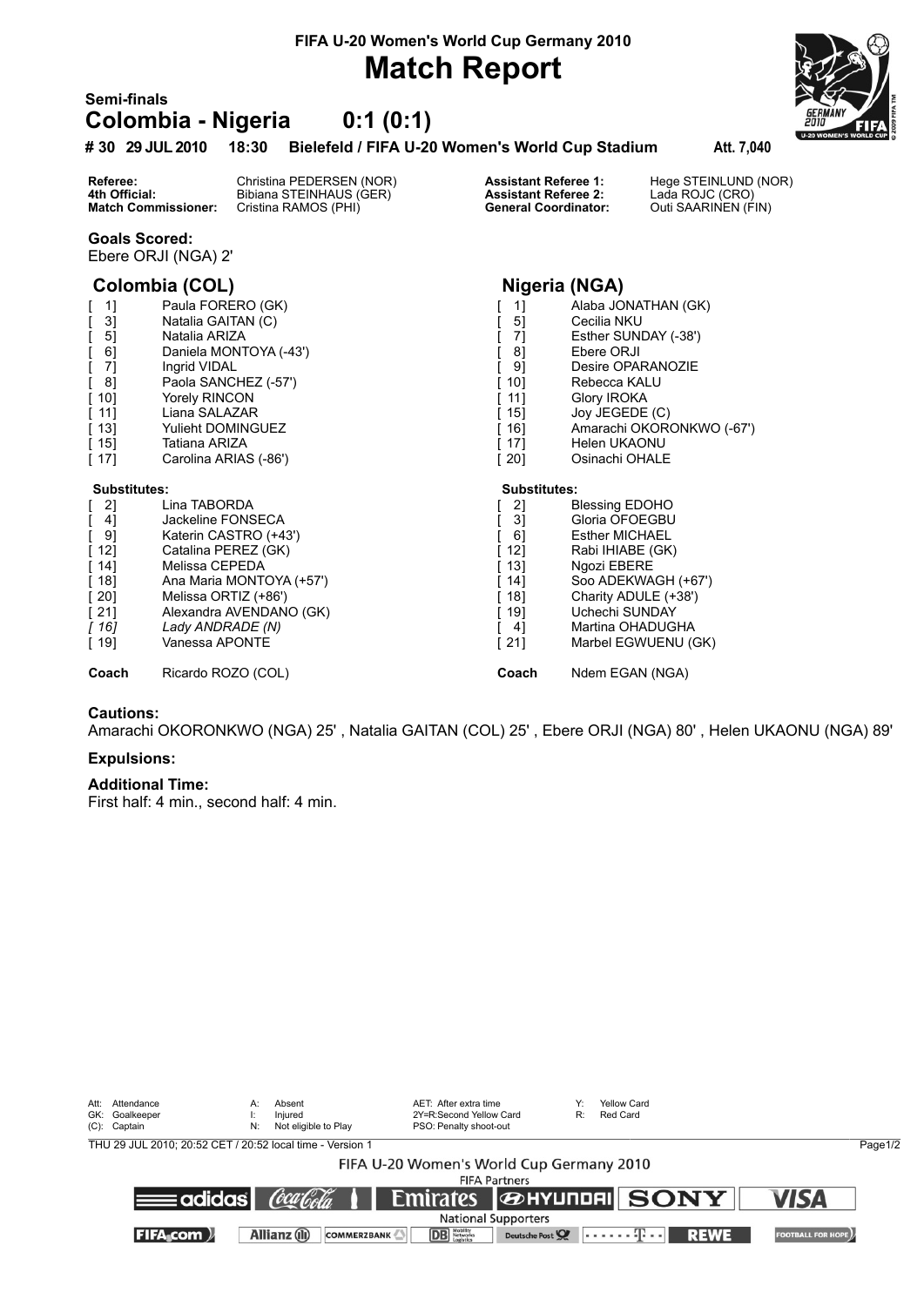FIFA U-20 Women's World Cup Germany 2010

# Match Report

## Semi-finals

## Colombia - Nigeria 0:1 (0:1)

**# 30 29 JUL 2010 18:30 Bielefeld / FIFA U-20 Women's World Cup Stadium Att. 7,040**

| | | | |
|---|---|---|---|
| **Referee:** | Christina PEDERSEN (NOR) | **Assistant Referee 1:** | Hege STEINLUND (NOR) |
| **4th Official:** | Bibiana STEINHAUS (GER) | **Assistant Referee 2:** | Lada ROJC (CRO) |
| **Match Commissioner:** | Cristina RAMOS (PHI) | **General Coordinator:** | Outi SAARINEN (FIN) |

### Goals Scored:

Ebere ORJI (NGA) 2'

### Colombia (COL)

[ 1] Paula FORERO (GK)
[ 3] Natalia GAITAN (C)
[ 5] Natalia ARIZA
[ 6] Daniela MONTOYA (-43')
[ 7] Ingrid VIDAL
[ 8] Paola SANCHEZ (-57')
[ 10] Yorely RINCON
[ 11] Liana SALAZAR
[ 13] Yulieht DOMINGUEZ
[ 15] Tatiana ARIZA
[ 17] Carolina ARIAS (-86')

**Substitutes:**

[ 2] Lina TABORDA
[ 4] Jackeline FONSECA
[ 9] Katerin CASTRO (+43')
[ 12] Catalina PEREZ (GK)
[ 14] Melissa CEPEDA
[ 18] Ana Maria MONTOYA (+57')
[ 20] Melissa ORTIZ (+86')
[ 21] Alexandra AVENDANO (GK)
*[ 16] Lady ANDRADE (N)*
[ 19] Vanessa APONTE

**Coach** Ricardo ROZO (COL)

### Nigeria (NGA)

[ 1] Alaba JONATHAN (GK)
[ 5] Cecilia NKU
[ 7] Esther SUNDAY (-38')
[ 8] Ebere ORJI
[ 9] Desire OPARANOZIE
[ 10] Rebecca KALU
[ 11] Glory IROKA
[ 15] Joy JEGEDE (C)
[ 16] Amarachi OKORONKWO (-67')
[ 17] Helen UKAONU
[ 20] Osinachi OHALE

**Substitutes:**

[ 2] Blessing EDOHO
[ 3] Gloria OFOEGBU
[ 6] Esther MICHAEL
[ 12] Rabi IHIABE (GK)
[ 13] Ngozi EBERE
[ 14] Soo ADEKWAGH (+67')
[ 18] Charity ADULE (+38')
[ 19] Uchechi SUNDAY
[ 4] Martina OHADUGHA
[ 21] Marbel EGWUENU (GK)

**Coach** Ndem EGAN (NGA)

### Cautions:

Amarachi OKORONKWO (NGA) 25' , Natalia GAITAN (COL) 25' , Ebere ORJI (NGA) 80' , Helen UKAONU (NGA) 89'

### Expulsions:

### Additional Time:

First half: 4 min., second half: 4 min.

| | | | | | | | |
|---|---|---|---|---|---|---|---|
| Att: | Attendance | A: | Absent | AET: | After extra time | Y: | Yellow Card |
| GK: | Goalkeeper | I: | Injured | 2Y=R: | Second Yellow Card | R: | Red Card |
| (C): | Captain | N: | Not eligible to Play | PSO: | Penalty shoot-out | | |

THU 29 JUL 2010; 20:52 CET / 20:52 local time - Version 1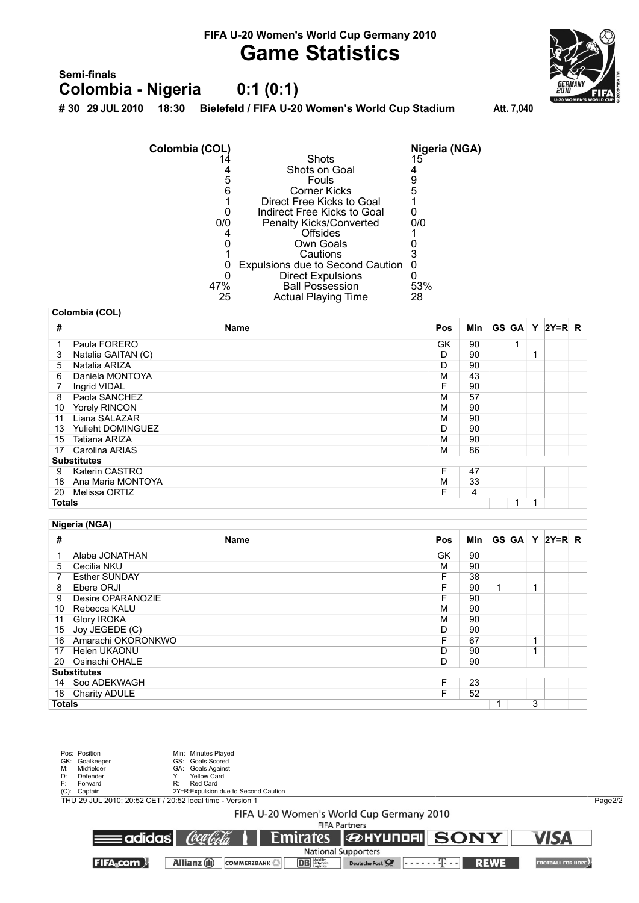FIFA U-20 Women's World Cup Germany 2010

# Game Statistics

**Semi-finals**

## Colombia - Nigeria 0:1 (0:1)

**# 30 29 JUL 2010 18:30 Bielefeld / FIFA U-20 Women's World Cup Stadium Att. 7,040**

| Colombia (COL) | | Nigeria (NGA) |
|---|---|---|
| 14 | Shots | 15 |
| 4 | Shots on Goal | 4 |
| 5 | Fouls | 9 |
| 6 | Corner Kicks | 5 |
| 1 | Direct Free Kicks to Goal | 1 |
| 0 | Indirect Free Kicks to Goal | 0 |
| 0/0 | Penalty Kicks/Converted | 0/0 |
| 4 | Offsides | 1 |
| 0 | Own Goals | 0 |
| 1 | Cautions | 3 |
| 0 | Expulsions due to Second Caution | 0 |
| 0 | Direct Expulsions | 0 |
| 47% | Ball Possession | 53% |
| 25 | Actual Playing Time | 28 |

**Colombia (COL)**

| # | Name | Pos | Min | GS | GA | Y | 2Y=R | R |
|---|---|---|---|---|---|---|---|---|
| 1 | Paula FORERO | GK | 90 | | 1 | | | |
| 3 | Natalia GAITAN (C) | D | 90 | | | 1 | | |
| 5 | Natalia ARIZA | D | 90 | | | | | |
| 6 | Daniela MONTOYA | M | 43 | | | | | |
| 7 | Ingrid VIDAL | F | 90 | | | | | |
| 8 | Paola SANCHEZ | M | 57 | | | | | |
| 10 | Yorely RINCON | M | 90 | | | | | |
| 11 | Liana SALAZAR | M | 90 | | | | | |
| 13 | Yulieht DOMINGUEZ | D | 90 | | | | | |
| 15 | Tatiana ARIZA | M | 90 | | | | | |
| 17 | Carolina ARIAS | M | 86 | | | | | |
| **Substitutes** | | | | | | | | |
| 9 | Katerin CASTRO | F | 47 | | | | | |
| 18 | Ana Maria MONTOYA | M | 33 | | | | | |
| 20 | Melissa ORTIZ | F | 4 | | | | | |
| **Totals** | | | | | 1 | 1 | | |

**Nigeria (NGA)**

| # | Name | Pos | Min | GS | GA | Y | 2Y=R | R |
|---|---|---|---|---|---|---|---|---|
| 1 | Alaba JONATHAN | GK | 90 | | | | | |
| 5 | Cecilia NKU | M | 90 | | | | | |
| 7 | Esther SUNDAY | F | 38 | | | | | |
| 8 | Ebere ORJI | F | 90 | 1 | | 1 | | |
| 9 | Desire OPARANOZIE | F | 90 | | | | | |
| 10 | Rebecca KALU | M | 90 | | | | | |
| 11 | Glory IROKA | M | 90 | | | | | |
| 15 | Joy JEGEDE (C) | D | 90 | | | | | |
| 16 | Amarachi OKORONKWO | F | 67 | | | 1 | | |
| 17 | Helen UKAONU | D | 90 | | | 1 | | |
| 20 | Osinachi OHALE | D | 90 | | | | | |
| **Substitutes** | | | | | | | | |
| 14 | Soo ADEKWAGH | F | 23 | | | | | |
| 18 | Charity ADULE | F | 52 | | | | | |
| **Totals** | | | | 1 | | 3 | | |

Pos: Position
GK: Goalkeeper
M: Midfielder
D: Defender
F: Forward
(C): Captain

Min: Minutes Played
GS: Goals Scored
GA: Goals Against
Y: Yellow Card
R: Red Card
2Y=R: Expulsion due to Second Caution

THU 29 JUL 2010; 20:52 CET / 20:52 local time - Version 1

FIFA U-20 Women's World Cup Germany 2010

FIFA Partners

National Supporters